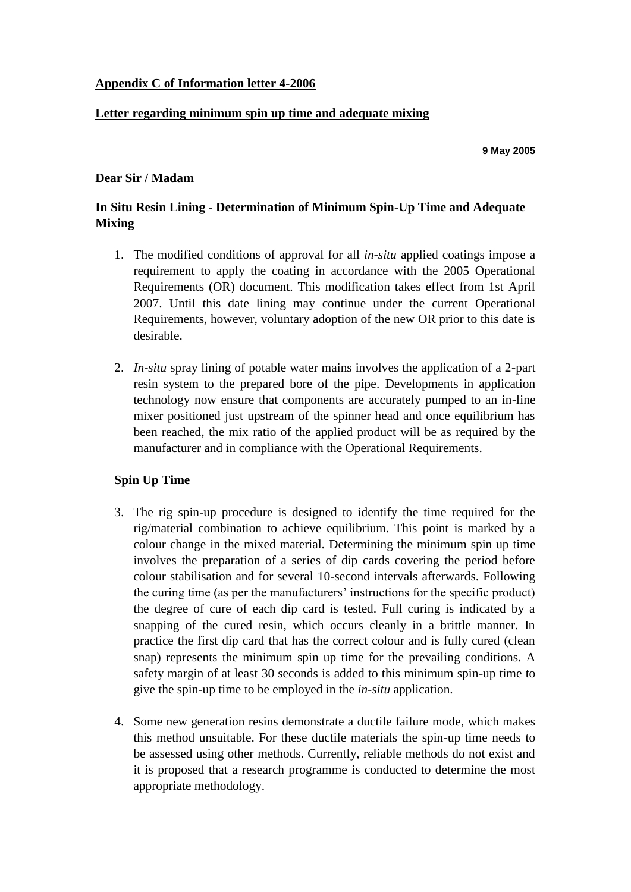**Appendix C of Information letter 4-2006**

**Letter regarding minimum spin up time and adequate mixing**

**9 May 2005**

**Dear Sir / Madam**

**In Situ Resin Lining - Determination of Minimum Spin-Up Time and Adequate Mixing**

1. The modified conditions of approval for all *in-situ* applied coatings impose a requirement to apply the coating in accordance with the 2005 Operational Requirements (OR) document. This modification takes effect from 1st April 2007. Until this date lining may continue under the current Operational Requirements, however, voluntary adoption of the new OR prior to this date is desirable.

2. *In-situ* spray lining of potable water mains involves the application of a 2-part resin system to the prepared bore of the pipe. Developments in application technology now ensure that components are accurately pumped to an in-line mixer positioned just upstream of the spinner head and once equilibrium has been reached, the mix ratio of the applied product will be as required by the manufacturer and in compliance with the Operational Requirements.

**Spin Up Time**

3. The rig spin-up procedure is designed to identify the time required for the rig/material combination to achieve equilibrium. This point is marked by a colour change in the mixed material. Determining the minimum spin up time involves the preparation of a series of dip cards covering the period before colour stabilisation and for several 10-second intervals afterwards. Following the curing time (as per the manufacturers' instructions for the specific product) the degree of cure of each dip card is tested. Full curing is indicated by a snapping of the cured resin, which occurs cleanly in a brittle manner. In practice the first dip card that has the correct colour and is fully cured (clean snap) represents the minimum spin up time for the prevailing conditions. A safety margin of at least 30 seconds is added to this minimum spin-up time to give the spin-up time to be employed in the *in-situ* application.

4. Some new generation resins demonstrate a ductile failure mode, which makes this method unsuitable. For these ductile materials the spin-up time needs to be assessed using other methods. Currently, reliable methods do not exist and it is proposed that a research programme is conducted to determine the most appropriate methodology.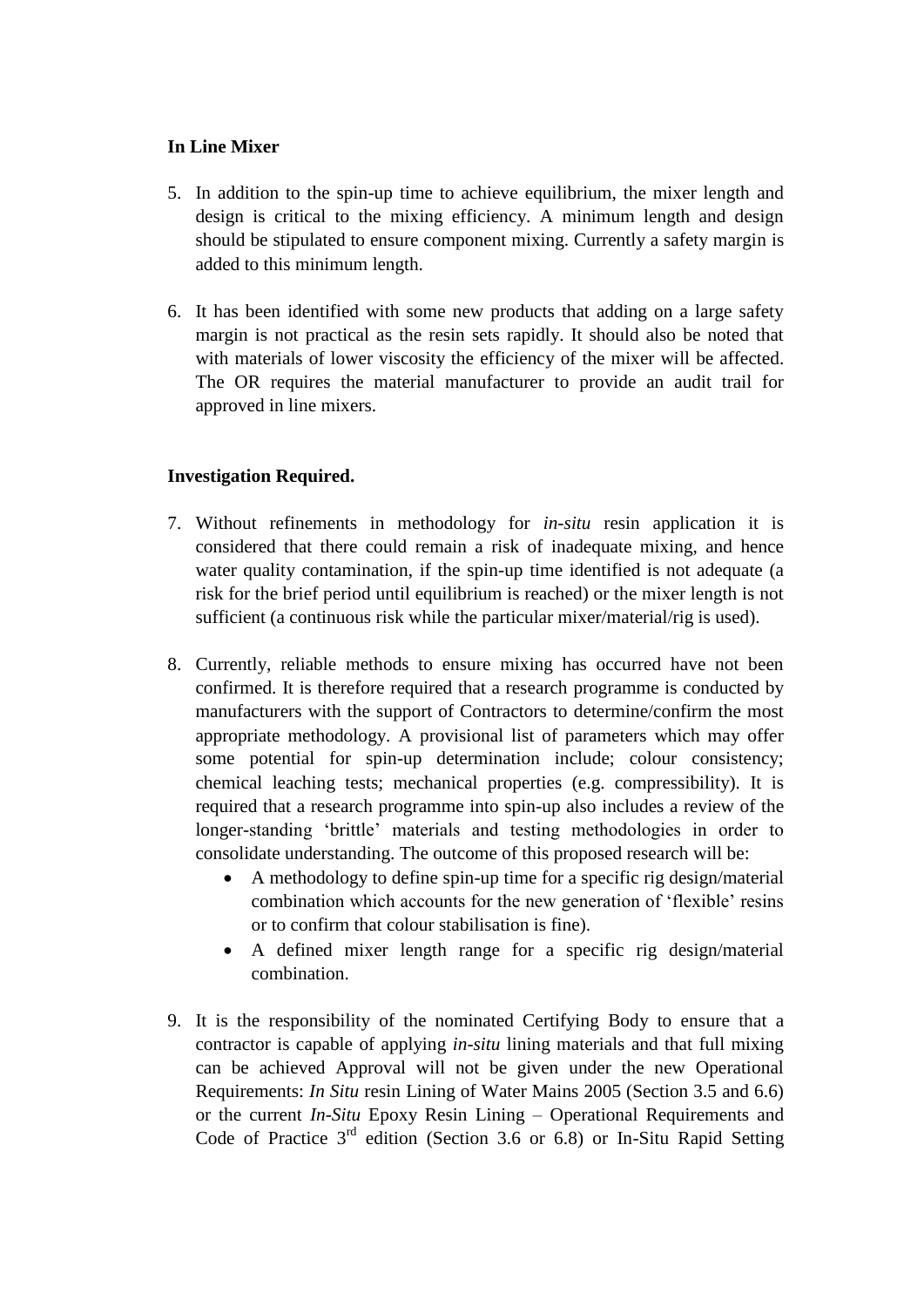**In Line Mixer**

5. In addition to the spin-up time to achieve equilibrium, the mixer length and design is critical to the mixing efficiency. A minimum length and design should be stipulated to ensure component mixing. Currently a safety margin is added to this minimum length.

6. It has been identified with some new products that adding on a large safety margin is not practical as the resin sets rapidly. It should also be noted that with materials of lower viscosity the efficiency of the mixer will be affected. The OR requires the material manufacturer to provide an audit trail for approved in line mixers.

**Investigation Required.**

7. Without refinements in methodology for *in-situ* resin application it is considered that there could remain a risk of inadequate mixing, and hence water quality contamination, if the spin-up time identified is not adequate (a risk for the brief period until equilibrium is reached) or the mixer length is not sufficient (a continuous risk while the particular mixer/material/rig is used).

8. Currently, reliable methods to ensure mixing has occurred have not been confirmed. It is therefore required that a research programme is conducted by manufacturers with the support of Contractors to determine/confirm the most appropriate methodology. A provisional list of parameters which may offer some potential for spin-up determination include; colour consistency; chemical leaching tests; mechanical properties (e.g. compressibility). It is required that a research programme into spin-up also includes a review of the longer-standing 'brittle' materials and testing methodologies in order to consolidate understanding. The outcome of this proposed research will be:
   - A methodology to define spin-up time for a specific rig design/material combination which accounts for the new generation of 'flexible' resins or to confirm that colour stabilisation is fine).
   - A defined mixer length range for a specific rig design/material combination.

9. It is the responsibility of the nominated Certifying Body to ensure that a contractor is capable of applying *in-situ* lining materials and that full mixing can be achieved Approval will not be given under the new Operational Requirements: *In Situ* resin Lining of Water Mains 2005 (Section 3.5 and 6.6) or the current *In-Situ* Epoxy Resin Lining – Operational Requirements and Code of Practice 3rd edition (Section 3.6 or 6.8) or In-Situ Rapid Setting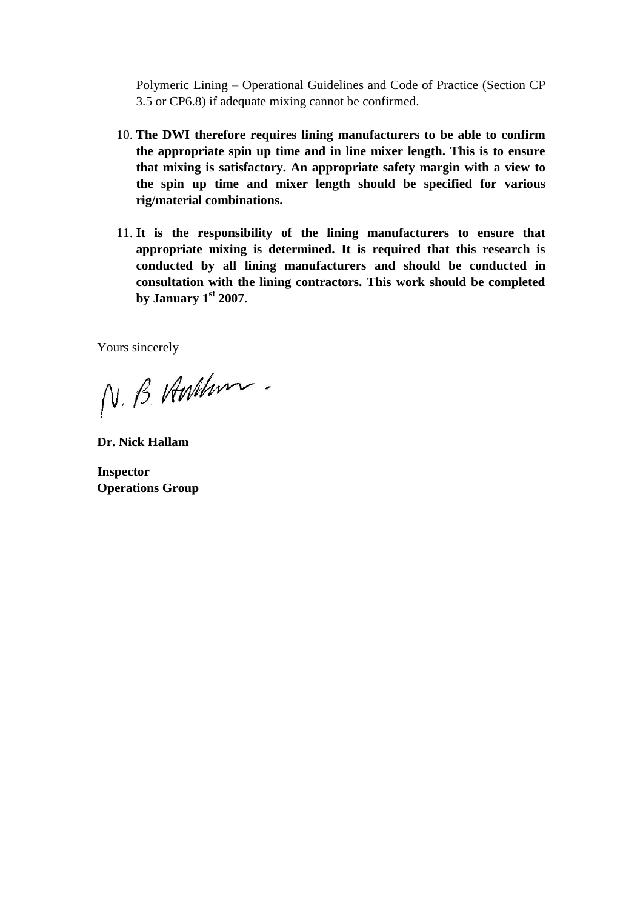Polymeric Lining – Operational Guidelines and Code of Practice (Section CP 3.5 or CP6.8) if adequate mixing cannot be confirmed.

10. **The DWI therefore requires lining manufacturers to be able to confirm the appropriate spin up time and in line mixer length. This is to ensure that mixing is satisfactory. An appropriate safety margin with a view to the spin up time and mixer length should be specified for various rig/material combinations.**

11. **It is the responsibility of the lining manufacturers to ensure that appropriate mixing is determined. It is required that this research is conducted by all lining manufacturers and should be conducted in consultation with the lining contractors. This work should be completed by January 1st 2007.**

Yours sincerely

N. B. Hallam.

**Dr. Nick Hallam**

**Inspector**
**Operations Group**